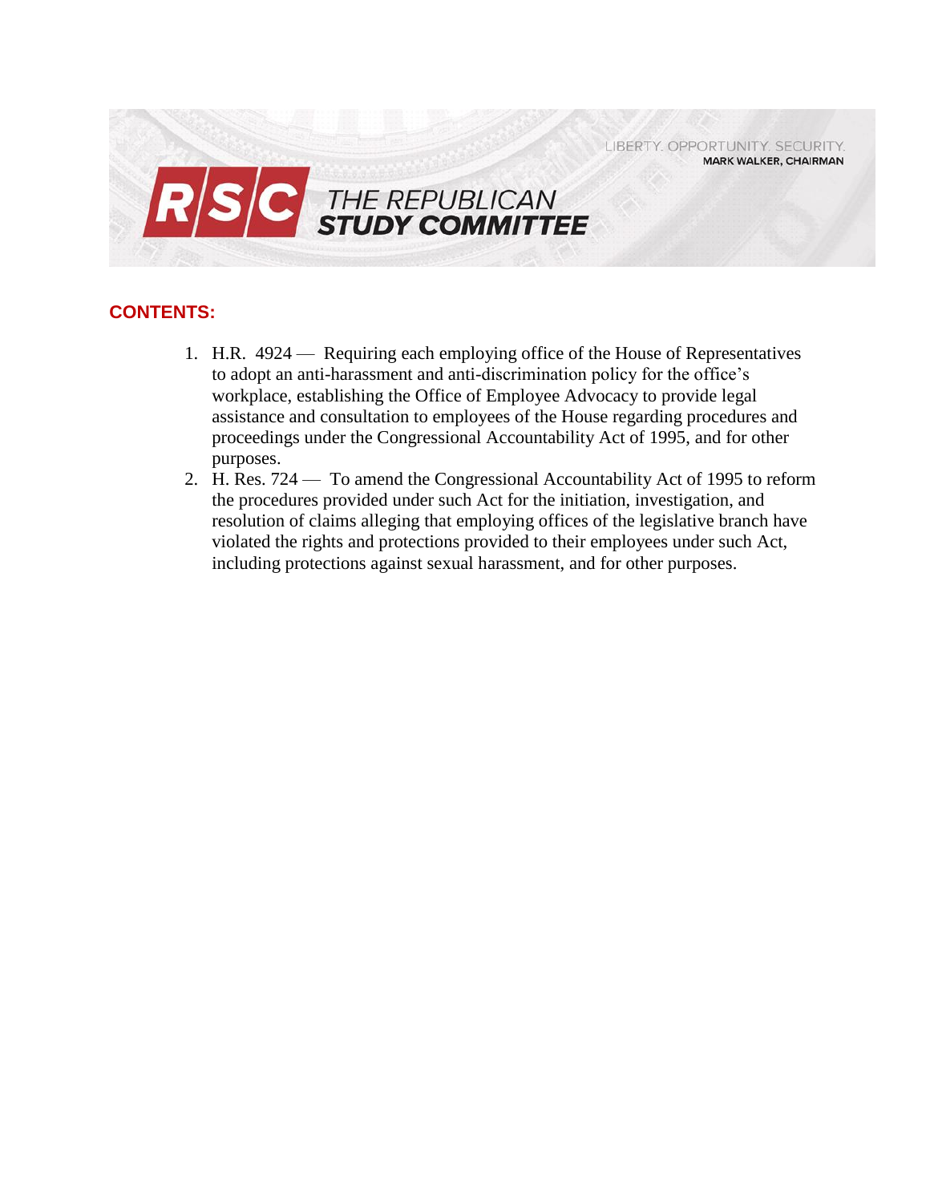LIBERTY. OPPORTUNITY. SECURITY.
**MARK WALKER, CHAIRMAN**

# RSC THE REPUBLICAN STUDY COMMITTEE

## CONTENTS:

1. H.R. 4924 — Requiring each employing office of the House of Representatives to adopt an anti-harassment and anti-discrimination policy for the office's workplace, establishing the Office of Employee Advocacy to provide legal assistance and consultation to employees of the House regarding procedures and proceedings under the Congressional Accountability Act of 1995, and for other purposes.
2. H. Res. 724 — To amend the Congressional Accountability Act of 1995 to reform the procedures provided under such Act for the initiation, investigation, and resolution of claims alleging that employing offices of the legislative branch have violated the rights and protections provided to their employees under such Act, including protections against sexual harassment, and for other purposes.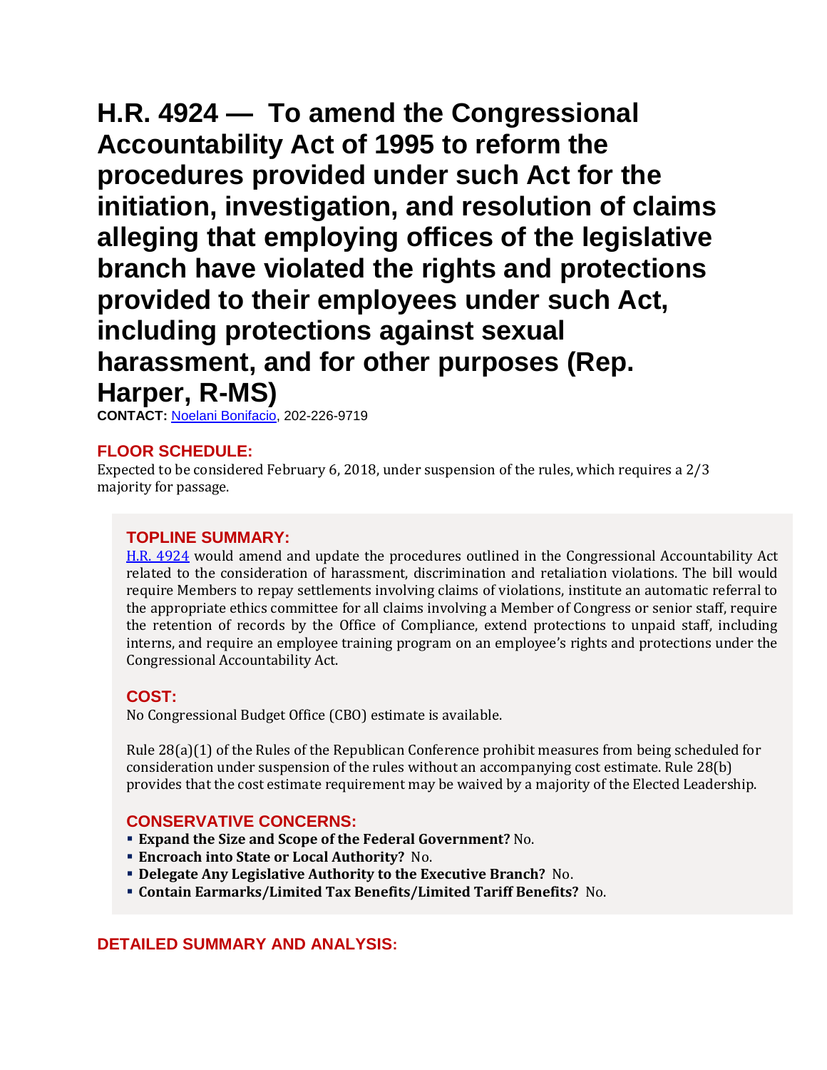# H.R. 4924 — To amend the Congressional Accountability Act of 1995 to reform the procedures provided under such Act for the initiation, investigation, and resolution of claims alleging that employing offices of the legislative branch have violated the rights and protections provided to their employees under such Act, including protections against sexual harassment, and for other purposes (Rep. Harper, R-MS)

**CONTACT:** [Noelani Bonifacio](), 202-226-9719

## FLOOR SCHEDULE:

Expected to be considered February 6, 2018, under suspension of the rules, which requires a 2/3 majority for passage.

## TOPLINE SUMMARY:

[H.R. 4924]() would amend and update the procedures outlined in the Congressional Accountability Act related to the consideration of harassment, discrimination and retaliation violations. The bill would require Members to repay settlements involving claims of violations, institute an automatic referral to the appropriate ethics committee for all claims involving a Member of Congress or senior staff, require the retention of records by the Office of Compliance, extend protections to unpaid staff, including interns, and require an employee training program on an employee's rights and protections under the Congressional Accountability Act.

## COST:

No Congressional Budget Office (CBO) estimate is available.

Rule 28(a)(1) of the Rules of the Republican Conference prohibit measures from being scheduled for consideration under suspension of the rules without an accompanying cost estimate. Rule 28(b) provides that the cost estimate requirement may be waived by a majority of the Elected Leadership.

## CONSERVATIVE CONCERNS:

- **Expand the Size and Scope of the Federal Government?** No.
- **Encroach into State or Local Authority?** No.
- **Delegate Any Legislative Authority to the Executive Branch?** No.
- **Contain Earmarks/Limited Tax Benefits/Limited Tariff Benefits?** No.

## DETAILED SUMMARY AND ANALYSIS: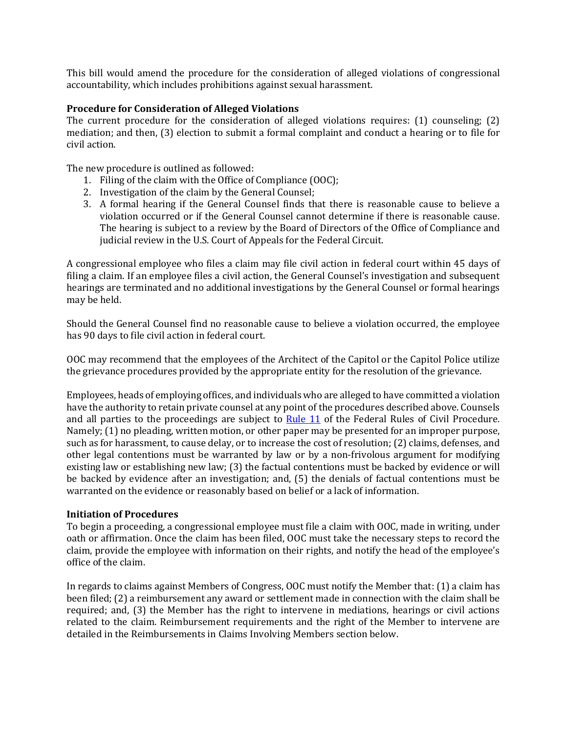This bill would amend the procedure for the consideration of alleged violations of congressional accountability, which includes prohibitions against sexual harassment.

**Procedure for Consideration of Alleged Violations**

The current procedure for the consideration of alleged violations requires: (1) counseling; (2) mediation; and then, (3) election to submit a formal complaint and conduct a hearing or to file for civil action.

The new procedure is outlined as followed:

1. Filing of the claim with the Office of Compliance (OOC);
2. Investigation of the claim by the General Counsel;
3. A formal hearing if the General Counsel finds that there is reasonable cause to believe a violation occurred or if the General Counsel cannot determine if there is reasonable cause. The hearing is subject to a review by the Board of Directors of the Office of Compliance and judicial review in the U.S. Court of Appeals for the Federal Circuit.

A congressional employee who files a claim may file civil action in federal court within 45 days of filing a claim. If an employee files a civil action, the General Counsel's investigation and subsequent hearings are terminated and no additional investigations by the General Counsel or formal hearings may be held.

Should the General Counsel find no reasonable cause to believe a violation occurred, the employee has 90 days to file civil action in federal court.

OOC may recommend that the employees of the Architect of the Capitol or the Capitol Police utilize the grievance procedures provided by the appropriate entity for the resolution of the grievance.

Employees, heads of employing offices, and individuals who are alleged to have committed a violation have the authority to retain private counsel at any point of the procedures described above. Counsels and all parties to the proceedings are subject to Rule 11 of the Federal Rules of Civil Procedure. Namely; (1) no pleading, written motion, or other paper may be presented for an improper purpose, such as for harassment, to cause delay, or to increase the cost of resolution; (2) claims, defenses, and other legal contentions must be warranted by law or by a non-frivolous argument for modifying existing law or establishing new law; (3) the factual contentions must be backed by evidence or will be backed by evidence after an investigation; and, (5) the denials of factual contentions must be warranted on the evidence or reasonably based on belief or a lack of information.

**Initiation of Procedures**

To begin a proceeding, a congressional employee must file a claim with OOC, made in writing, under oath or affirmation. Once the claim has been filed, OOC must take the necessary steps to record the claim, provide the employee with information on their rights, and notify the head of the employee's office of the claim.

In regards to claims against Members of Congress, OOC must notify the Member that: (1) a claim has been filed; (2) a reimbursement any award or settlement made in connection with the claim shall be required; and, (3) the Member has the right to intervene in mediations, hearings or civil actions related to the claim. Reimbursement requirements and the right of the Member to intervene are detailed in the Reimbursements in Claims Involving Members section below.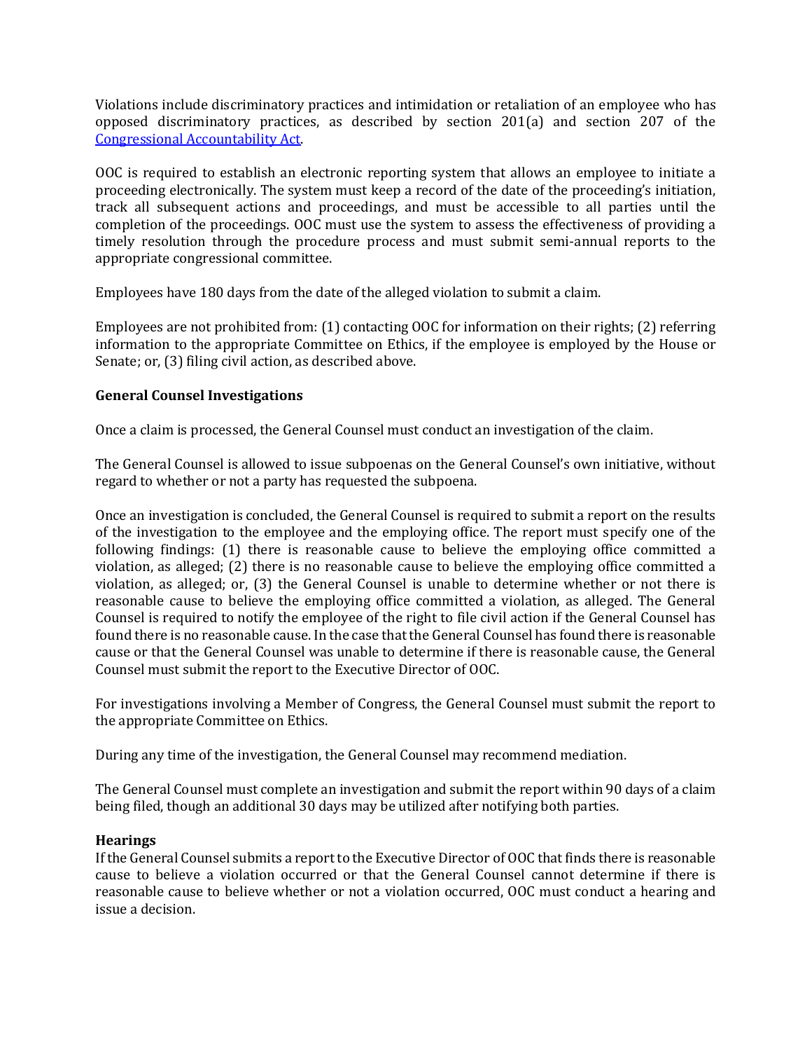Violations include discriminatory practices and intimidation or retaliation of an employee who has opposed discriminatory practices, as described by section 201(a) and section 207 of the Congressional Accountability Act.

OOC is required to establish an electronic reporting system that allows an employee to initiate a proceeding electronically. The system must keep a record of the date of the proceeding's initiation, track all subsequent actions and proceedings, and must be accessible to all parties until the completion of the proceedings. OOC must use the system to assess the effectiveness of providing a timely resolution through the procedure process and must submit semi-annual reports to the appropriate congressional committee.

Employees have 180 days from the date of the alleged violation to submit a claim.

Employees are not prohibited from: (1) contacting OOC for information on their rights; (2) referring information to the appropriate Committee on Ethics, if the employee is employed by the House or Senate; or, (3) filing civil action, as described above.

**General Counsel Investigations**

Once a claim is processed, the General Counsel must conduct an investigation of the claim.

The General Counsel is allowed to issue subpoenas on the General Counsel's own initiative, without regard to whether or not a party has requested the subpoena.

Once an investigation is concluded, the General Counsel is required to submit a report on the results of the investigation to the employee and the employing office. The report must specify one of the following findings: (1) there is reasonable cause to believe the employing office committed a violation, as alleged; (2) there is no reasonable cause to believe the employing office committed a violation, as alleged; or, (3) the General Counsel is unable to determine whether or not there is reasonable cause to believe the employing office committed a violation, as alleged. The General Counsel is required to notify the employee of the right to file civil action if the General Counsel has found there is no reasonable cause. In the case that the General Counsel has found there is reasonable cause or that the General Counsel was unable to determine if there is reasonable cause, the General Counsel must submit the report to the Executive Director of OOC.

For investigations involving a Member of Congress, the General Counsel must submit the report to the appropriate Committee on Ethics.

During any time of the investigation, the General Counsel may recommend mediation.

The General Counsel must complete an investigation and submit the report within 90 days of a claim being filed, though an additional 30 days may be utilized after notifying both parties.

**Hearings**

If the General Counsel submits a report to the Executive Director of OOC that finds there is reasonable cause to believe a violation occurred or that the General Counsel cannot determine if there is reasonable cause to believe whether or not a violation occurred, OOC must conduct a hearing and issue a decision.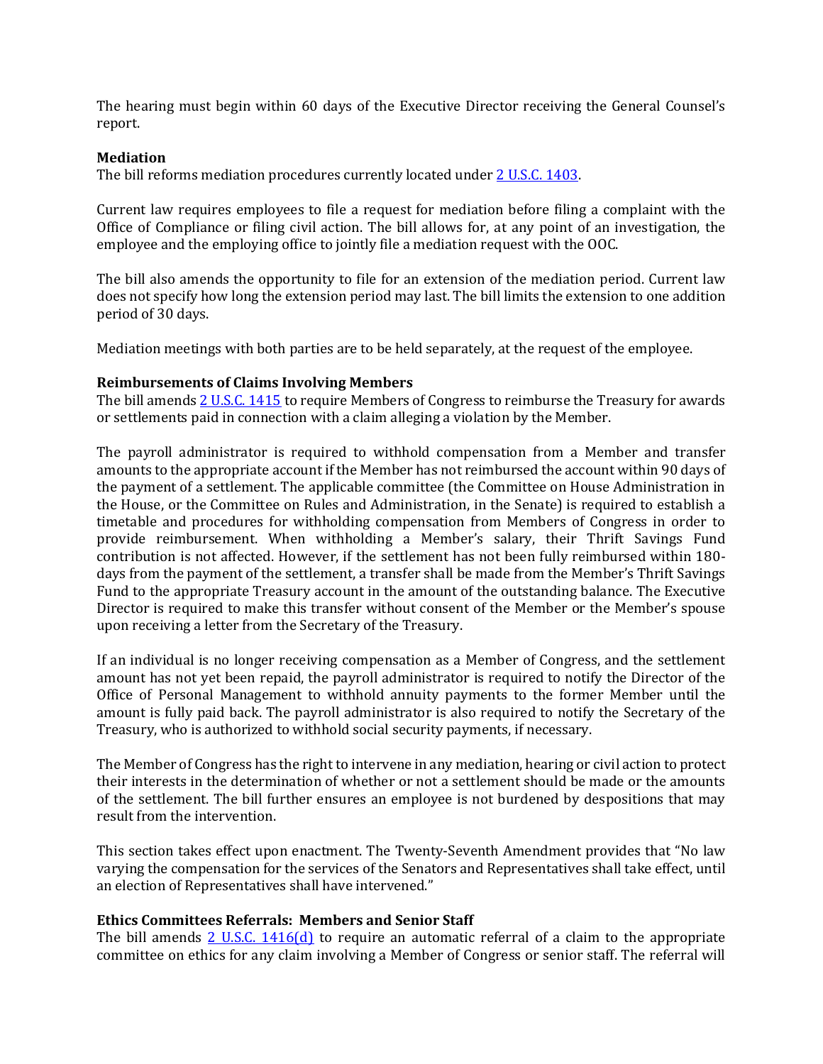The hearing must begin within 60 days of the Executive Director receiving the General Counsel's report.

**Mediation**

The bill reforms mediation procedures currently located under 2 U.S.C. 1403.

Current law requires employees to file a request for mediation before filing a complaint with the Office of Compliance or filing civil action. The bill allows for, at any point of an investigation, the employee and the employing office to jointly file a mediation request with the OOC.

The bill also amends the opportunity to file for an extension of the mediation period. Current law does not specify how long the extension period may last. The bill limits the extension to one addition period of 30 days.

Mediation meetings with both parties are to be held separately, at the request of the employee.

**Reimbursements of Claims Involving Members**

The bill amends 2 U.S.C. 1415 to require Members of Congress to reimburse the Treasury for awards or settlements paid in connection with a claim alleging a violation by the Member.

The payroll administrator is required to withhold compensation from a Member and transfer amounts to the appropriate account if the Member has not reimbursed the account within 90 days of the payment of a settlement. The applicable committee (the Committee on House Administration in the House, or the Committee on Rules and Administration, in the Senate) is required to establish a timetable and procedures for withholding compensation from Members of Congress in order to provide reimbursement. When withholding a Member's salary, their Thrift Savings Fund contribution is not affected. However, if the settlement has not been fully reimbursed within 180-days from the payment of the settlement, a transfer shall be made from the Member's Thrift Savings Fund to the appropriate Treasury account in the amount of the outstanding balance. The Executive Director is required to make this transfer without consent of the Member or the Member's spouse upon receiving a letter from the Secretary of the Treasury.

If an individual is no longer receiving compensation as a Member of Congress, and the settlement amount has not yet been repaid, the payroll administrator is required to notify the Director of the Office of Personal Management to withhold annuity payments to the former Member until the amount is fully paid back. The payroll administrator is also required to notify the Secretary of the Treasury, who is authorized to withhold social security payments, if necessary.

The Member of Congress has the right to intervene in any mediation, hearing or civil action to protect their interests in the determination of whether or not a settlement should be made or the amounts of the settlement. The bill further ensures an employee is not burdened by despositions that may result from the intervention.

This section takes effect upon enactment. The Twenty-Seventh Amendment provides that "No law varying the compensation for the services of the Senators and Representatives shall take effect, until an election of Representatives shall have intervened."

**Ethics Committees Referrals: Members and Senior Staff**

The bill amends 2 U.S.C. 1416(d) to require an automatic referral of a claim to the appropriate committee on ethics for any claim involving a Member of Congress or senior staff. The referral will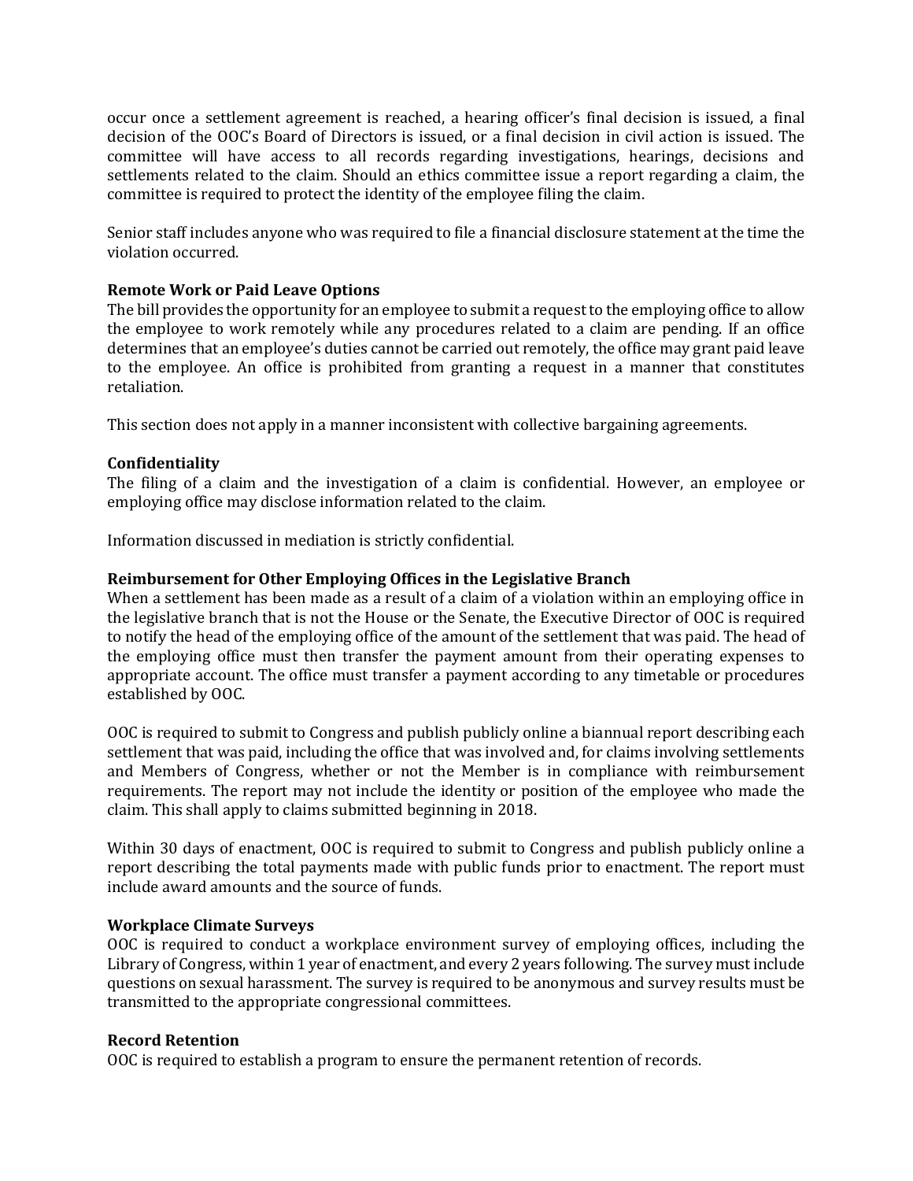occur once a settlement agreement is reached, a hearing officer's final decision is issued, a final decision of the OOC's Board of Directors is issued, or a final decision in civil action is issued. The committee will have access to all records regarding investigations, hearings, decisions and settlements related to the claim. Should an ethics committee issue a report regarding a claim, the committee is required to protect the identity of the employee filing the claim.

Senior staff includes anyone who was required to file a financial disclosure statement at the time the violation occurred.

**Remote Work or Paid Leave Options**

The bill provides the opportunity for an employee to submit a request to the employing office to allow the employee to work remotely while any procedures related to a claim are pending. If an office determines that an employee's duties cannot be carried out remotely, the office may grant paid leave to the employee. An office is prohibited from granting a request in a manner that constitutes retaliation.

This section does not apply in a manner inconsistent with collective bargaining agreements.

**Confidentiality**

The filing of a claim and the investigation of a claim is confidential. However, an employee or employing office may disclose information related to the claim.

Information discussed in mediation is strictly confidential.

**Reimbursement for Other Employing Offices in the Legislative Branch**

When a settlement has been made as a result of a claim of a violation within an employing office in the legislative branch that is not the House or the Senate, the Executive Director of OOC is required to notify the head of the employing office of the amount of the settlement that was paid. The head of the employing office must then transfer the payment amount from their operating expenses to appropriate account. The office must transfer a payment according to any timetable or procedures established by OOC.

OOC is required to submit to Congress and publish publicly online a biannual report describing each settlement that was paid, including the office that was involved and, for claims involving settlements and Members of Congress, whether or not the Member is in compliance with reimbursement requirements. The report may not include the identity or position of the employee who made the claim. This shall apply to claims submitted beginning in 2018.

Within 30 days of enactment, OOC is required to submit to Congress and publish publicly online a report describing the total payments made with public funds prior to enactment. The report must include award amounts and the source of funds.

**Workplace Climate Surveys**

OOC is required to conduct a workplace environment survey of employing offices, including the Library of Congress, within 1 year of enactment, and every 2 years following. The survey must include questions on sexual harassment. The survey is required to be anonymous and survey results must be transmitted to the appropriate congressional committees.

**Record Retention**

OOC is required to establish a program to ensure the permanent retention of records.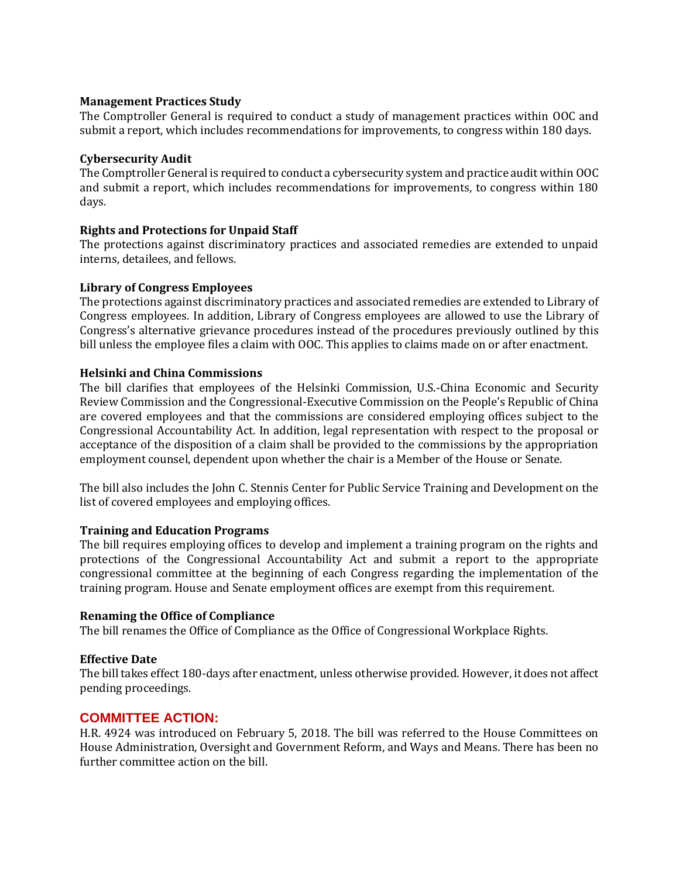**Management Practices Study**
The Comptroller General is required to conduct a study of management practices within OOC and submit a report, which includes recommendations for improvements, to congress within 180 days.

**Cybersecurity Audit**
The Comptroller General is required to conduct a cybersecurity system and practice audit within OOC and submit a report, which includes recommendations for improvements, to congress within 180 days.

**Rights and Protections for Unpaid Staff**
The protections against discriminatory practices and associated remedies are extended to unpaid interns, detailees, and fellows.

**Library of Congress Employees**
The protections against discriminatory practices and associated remedies are extended to Library of Congress employees. In addition, Library of Congress employees are allowed to use the Library of Congress's alternative grievance procedures instead of the procedures previously outlined by this bill unless the employee files a claim with OOC. This applies to claims made on or after enactment.

**Helsinki and China Commissions**
The bill clarifies that employees of the Helsinki Commission, U.S.-China Economic and Security Review Commission and the Congressional-Executive Commission on the People's Republic of China are covered employees and that the commissions are considered employing offices subject to the Congressional Accountability Act. In addition, legal representation with respect to the proposal or acceptance of the disposition of a claim shall be provided to the commissions by the appropriation employment counsel, dependent upon whether the chair is a Member of the House or Senate.

The bill also includes the John C. Stennis Center for Public Service Training and Development on the list of covered employees and employing offices.

**Training and Education Programs**
The bill requires employing offices to develop and implement a training program on the rights and protections of the Congressional Accountability Act and submit a report to the appropriate congressional committee at the beginning of each Congress regarding the implementation of the training program. House and Senate employment offices are exempt from this requirement.

**Renaming the Office of Compliance**
The bill renames the Office of Compliance as the Office of Congressional Workplace Rights.

**Effective Date**
The bill takes effect 180-days after enactment, unless otherwise provided. However, it does not affect pending proceedings.

## COMMITTEE ACTION:

H.R. 4924 was introduced on February 5, 2018. The bill was referred to the House Committees on House Administration, Oversight and Government Reform, and Ways and Means. There has been no further committee action on the bill.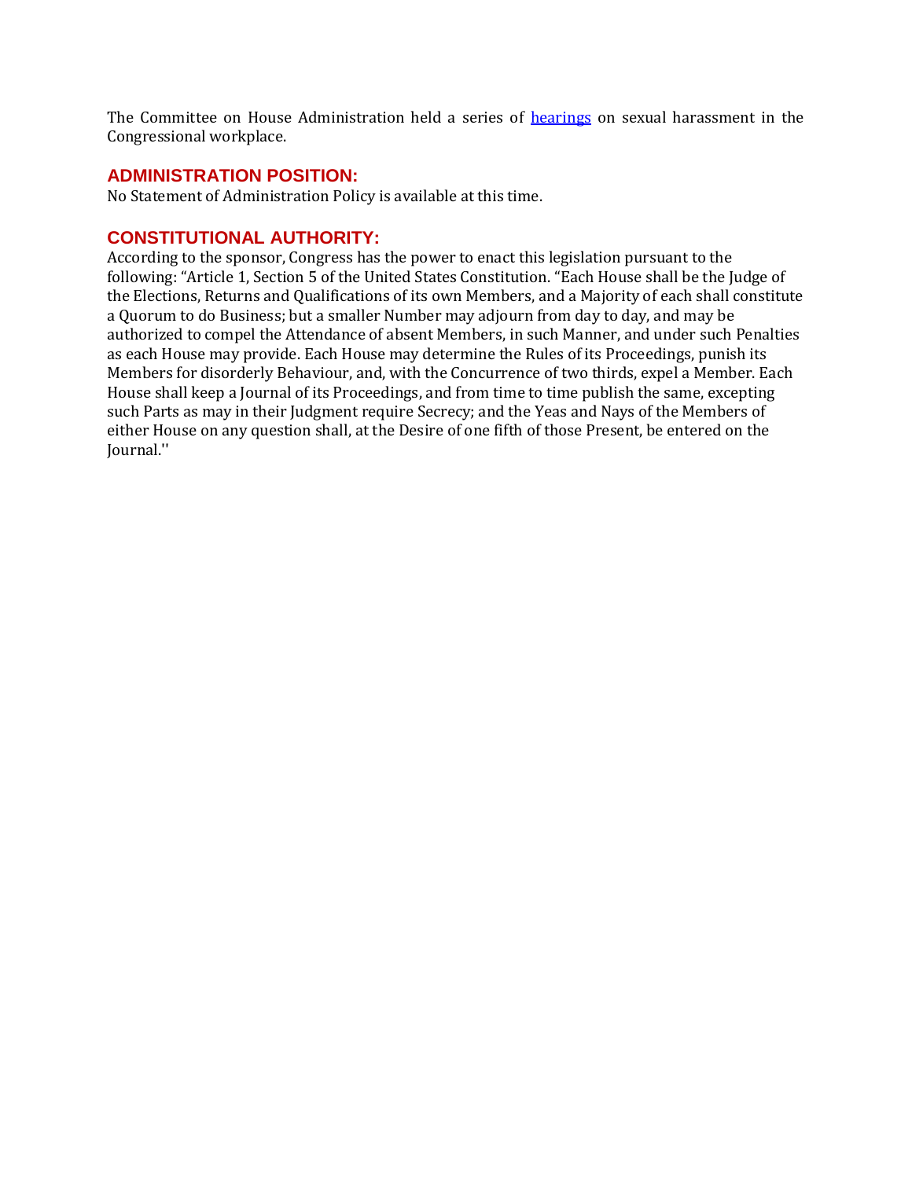The Committee on House Administration held a series of [hearings](hearings) on sexual harassment in the Congressional workplace.

## ADMINISTRATION POSITION:

No Statement of Administration Policy is available at this time.

## CONSTITUTIONAL AUTHORITY:

According to the sponsor, Congress has the power to enact this legislation pursuant to the following: "Article 1, Section 5 of the United States Constitution. "Each House shall be the Judge of the Elections, Returns and Qualifications of its own Members, and a Majority of each shall constitute a Quorum to do Business; but a smaller Number may adjourn from day to day, and may be authorized to compel the Attendance of absent Members, in such Manner, and under such Penalties as each House may provide. Each House may determine the Rules of its Proceedings, punish its Members for disorderly Behaviour, and, with the Concurrence of two thirds, expel a Member. Each House shall keep a Journal of its Proceedings, and from time to time publish the same, excepting such Parts as may in their Judgment require Secrecy; and the Yeas and Nays of the Members of either House on any question shall, at the Desire of one fifth of those Present, be entered on the Journal.''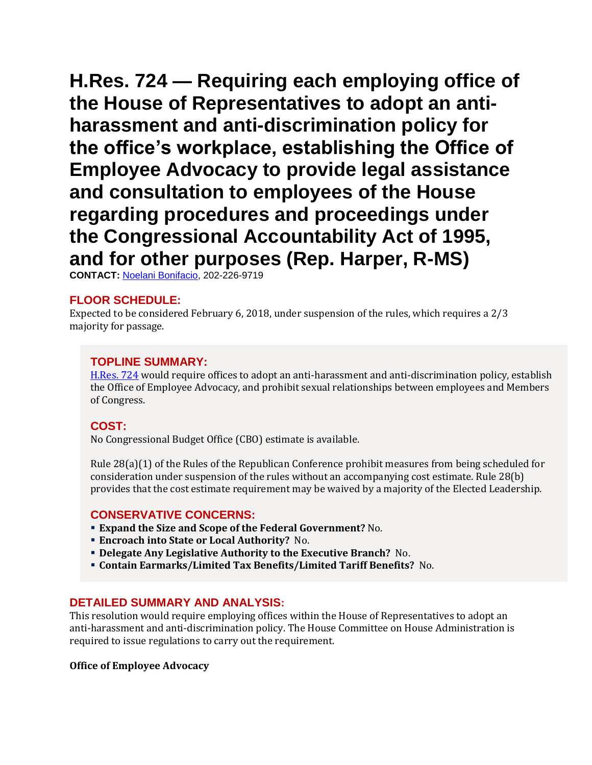# H.Res. 724 — Requiring each employing office of the House of Representatives to adopt an anti-harassment and anti-discrimination policy for the office's workplace, establishing the Office of Employee Advocacy to provide legal assistance and consultation to employees of the House regarding procedures and proceedings under the Congressional Accountability Act of 1995, and for other purposes (Rep. Harper, R-MS)

**CONTACT:** Noelani Bonifacio, 202-226-9719

## FLOOR SCHEDULE:

Expected to be considered February 6, 2018, under suspension of the rules, which requires a 2/3 majority for passage.

## TOPLINE SUMMARY:

H.Res. 724 would require offices to adopt an anti-harassment and anti-discrimination policy, establish the Office of Employee Advocacy, and prohibit sexual relationships between employees and Members of Congress.

## COST:

No Congressional Budget Office (CBO) estimate is available.

Rule 28(a)(1) of the Rules of the Republican Conference prohibit measures from being scheduled for consideration under suspension of the rules without an accompanying cost estimate. Rule 28(b) provides that the cost estimate requirement may be waived by a majority of the Elected Leadership.

## CONSERVATIVE CONCERNS:

- **Expand the Size and Scope of the Federal Government?** No.
- **Encroach into State or Local Authority?** No.
- **Delegate Any Legislative Authority to the Executive Branch?** No.
- **Contain Earmarks/Limited Tax Benefits/Limited Tariff Benefits?** No.

## DETAILED SUMMARY AND ANALYSIS:

This resolution would require employing offices within the House of Representatives to adopt an anti-harassment and anti-discrimination policy. The House Committee on House Administration is required to issue regulations to carry out the requirement.

**Office of Employee Advocacy**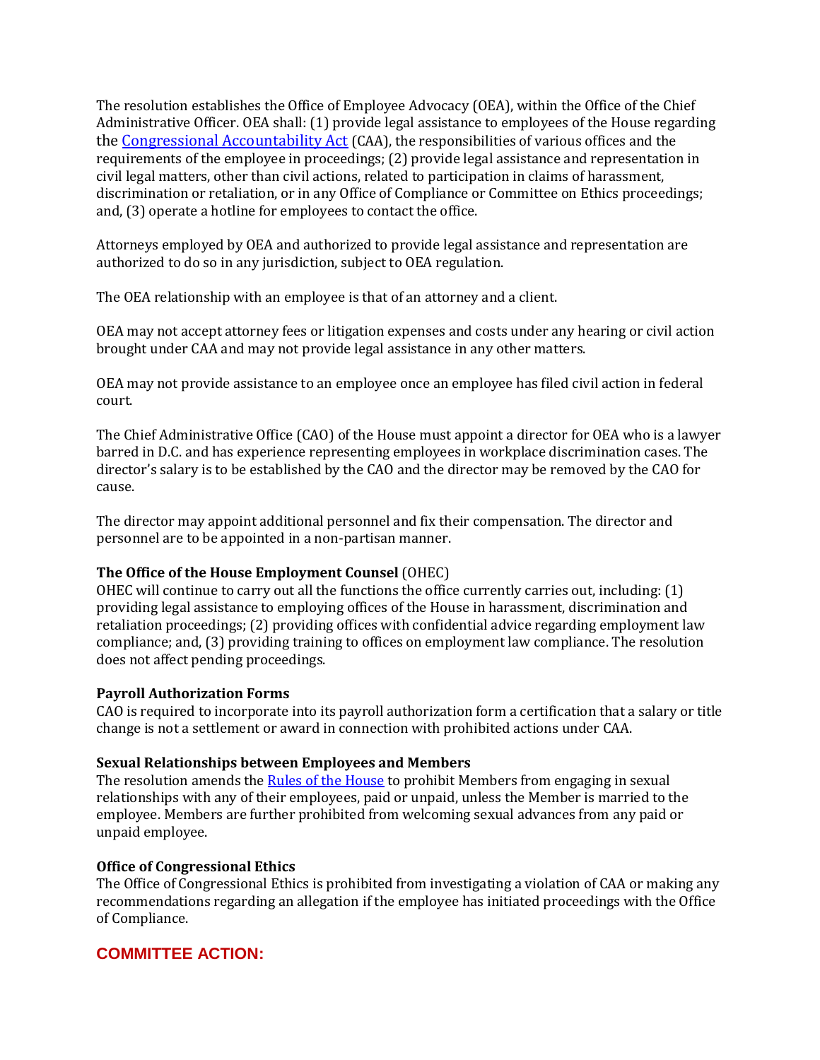The resolution establishes the Office of Employee Advocacy (OEA), within the Office of the Chief Administrative Officer. OEA shall: (1) provide legal assistance to employees of the House regarding the [Congressional Accountability Act](#) (CAA), the responsibilities of various offices and the requirements of the employee in proceedings; (2) provide legal assistance and representation in civil legal matters, other than civil actions, related to participation in claims of harassment, discrimination or retaliation, or in any Office of Compliance or Committee on Ethics proceedings; and, (3) operate a hotline for employees to contact the office.

Attorneys employed by OEA and authorized to provide legal assistance and representation are authorized to do so in any jurisdiction, subject to OEA regulation.

The OEA relationship with an employee is that of an attorney and a client.

OEA may not accept attorney fees or litigation expenses and costs under any hearing or civil action brought under CAA and may not provide legal assistance in any other matters.

OEA may not provide assistance to an employee once an employee has filed civil action in federal court.

The Chief Administrative Office (CAO) of the House must appoint a director for OEA who is a lawyer barred in D.C. and has experience representing employees in workplace discrimination cases. The director's salary is to be established by the CAO and the director may be removed by the CAO for cause.

The director may appoint additional personnel and fix their compensation. The director and personnel are to be appointed in a non-partisan manner.

**The Office of the House Employment Counsel** (OHEC)
OHEC will continue to carry out all the functions the office currently carries out, including: (1) providing legal assistance to employing offices of the House in harassment, discrimination and retaliation proceedings; (2) providing offices with confidential advice regarding employment law compliance; and, (3) providing training to offices on employment law compliance. The resolution does not affect pending proceedings.

**Payroll Authorization Forms**
CAO is required to incorporate into its payroll authorization form a certification that a salary or title change is not a settlement or award in connection with prohibited actions under CAA.

**Sexual Relationships between Employees and Members**
The resolution amends the [Rules of the House](#) to prohibit Members from engaging in sexual relationships with any of their employees, paid or unpaid, unless the Member is married to the employee. Members are further prohibited from welcoming sexual advances from any paid or unpaid employee.

**Office of Congressional Ethics**
The Office of Congressional Ethics is prohibited from investigating a violation of CAA or making any recommendations regarding an allegation if the employee has initiated proceedings with the Office of Compliance.

## COMMITTEE ACTION: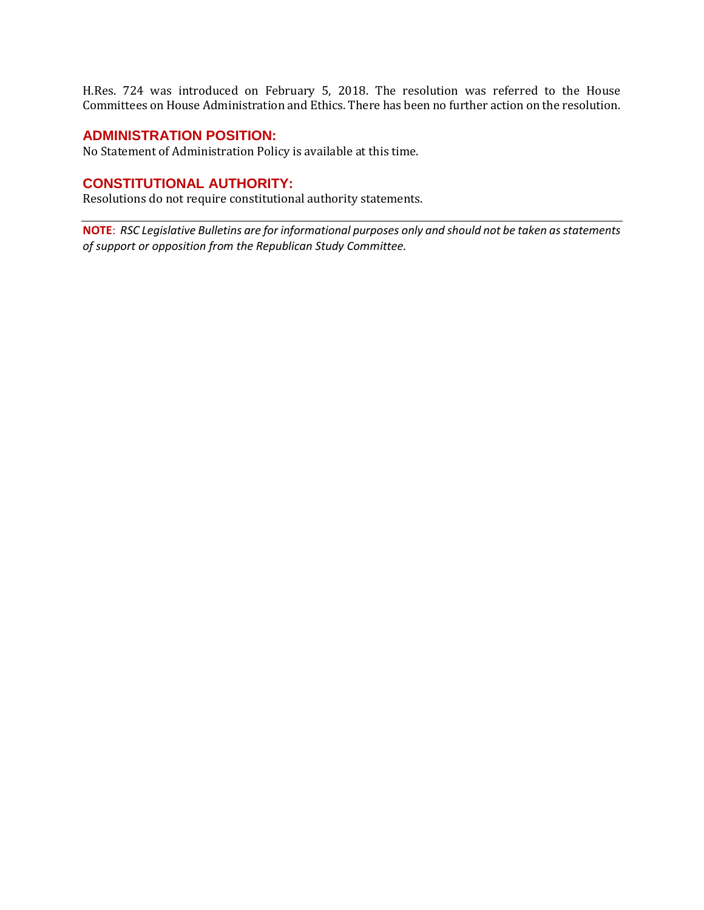H.Res. 724 was introduced on February 5, 2018. The resolution was referred to the House Committees on House Administration and Ethics. There has been no further action on the resolution.

## ADMINISTRATION POSITION:

No Statement of Administration Policy is available at this time.

## CONSTITUTIONAL AUTHORITY:

Resolutions do not require constitutional authority statements.

---

**NOTE**: *RSC Legislative Bulletins are for informational purposes only and should not be taken as statements of support or opposition from the Republican Study Committee.*